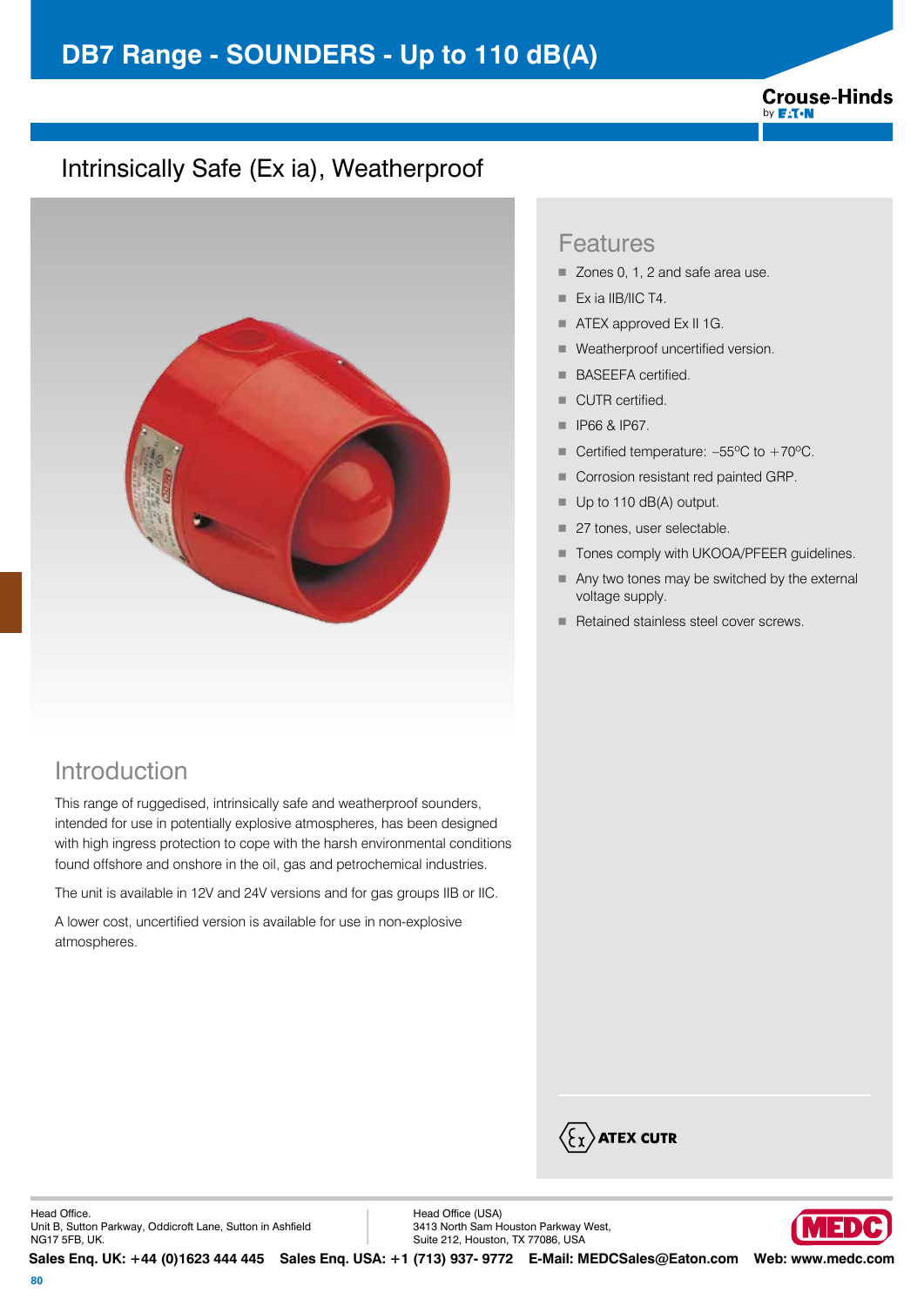# DB7 Range - SOUNDERS - Up to 110 dB(A)

## Intrinsically Safe (Ex ia), Weatherproof

## Features

- Zones 0, 1, 2 and safe area use.
- Ex ia IIB/IIC T4.
- ATEX approved Ex II 1G.
- Weatherproof uncertified version.
- BASEEFA certified.
- CUTR certified.
- IP66 & IP67.
- Certified temperature: –55ºC to +70ºC.
- Corrosion resistant red painted GRP.
- Up to 110 dB(A) output.
- 27 tones, user selectable.
- Tones comply with UKOOA/PFEER guidelines.
- Any two tones may be switched by the external voltage supply.
- Retained stainless steel cover screws.

ATEX CUTR

## Introduction

This range of ruggedised, intrinsically safe and weatherproof sounders, intended for use in potentially explosive atmospheres, has been designed with high ingress protection to cope with the harsh environmental conditions found offshore and onshore in the oil, gas and petrochemical industries.

The unit is available in 12V and 24V versions and for gas groups IIB or IIC.

A lower cost, uncertified version is available for use in non-explosive atmospheres.

Head Office.
Unit B, Sutton Parkway, Oddicroft Lane, Sutton in Ashfield
NG17 5FB, UK.

Head Office (USA)
3413 North Sam Houston Parkway West,
Suite 212, Houston, TX 77086, USA

**Sales Enq. UK: +44 (0)1623 444 445 Sales Enq. USA: +1 (713) 937- 9772 E-Mail: MEDCSales@Eaton.com Web: www.medc.com**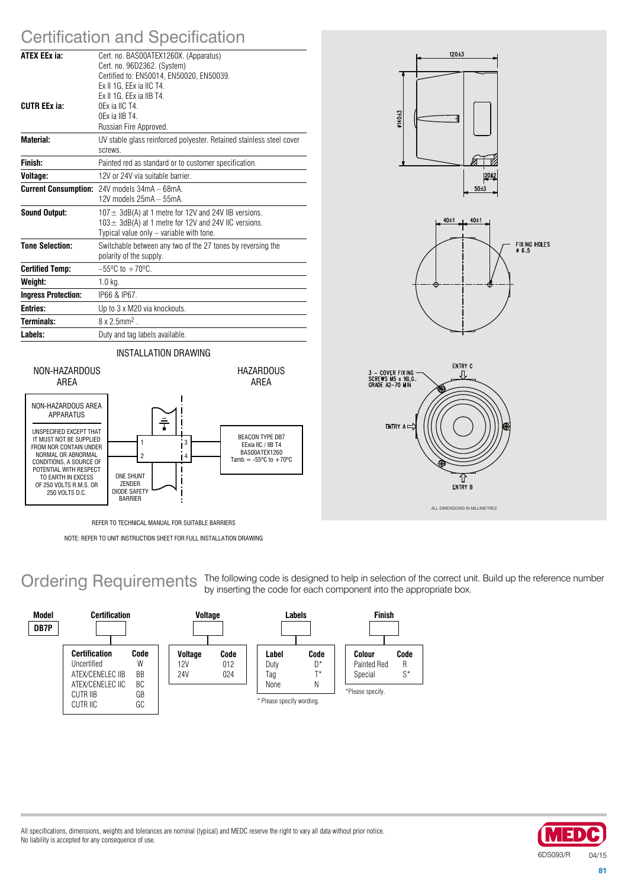# Certification and Specification

| | |
|---|---|
| **ATEX EEx ia:** | Cert. no. BAS00ATEX1260X. (Apparatus)<br>Cert. no. 96D2362. (System)<br>Certified to: EN50014, EN50020, EN50039.<br>Ex II 1G, EEx ia IIC T4.<br>Ex II 1G, EEx ia IIB T4. |
| **CUTR EEx ia:** | 0Ex ia IIC T4.<br>0Ex ia IIB T4.<br>Russian Fire Approved. |
| **Material:** | UV stable glass reinforced polyester. Retained stainless steel cover screws. |
| **Finish:** | Painted red as standard or to customer specification. |
| **Voltage:** | 12V or 24V via suitable barrier. |
| **Current Consumption:** | 24V models 34mA – 68mA.<br>12V models 25mA – 55mA. |
| **Sound Output:** | 107± 3dB(A) at 1 metre for 12V and 24V IIB versions.<br>103± 3dB(A) at 1 metre for 12V and 24V IIC versions.<br>Typical value only – variable with tone. |
| **Tone Selection:** | Switchable between any two of the 27 tones by reversing the polarity of the supply. |
| **Certified Temp:** | –55ºC to +70ºC. |
| **Weight:** | 1.0 kg. |
| **Ingress Protection:** | IP66 & IP67. |
| **Entries:** | Up to 3 x M20 via knockouts. |
| **Terminals:** | 8 x 2.5mm². |
| **Labels:** | Duty and tag labels available. |

INSTALLATION DRAWING

NON-HAZARDOUS AREA

HAZARDOUS AREA

NON-HAZARDOUS AREA APPARATUS

UNSPECIFIED EXCEPT THAT IT MUST NOT BE SUPPLIED FROM NOR CONTAIN UNDER NORMAL OR ABNORMAL CONDITIONS, A SOURCE OF POTENTIAL WITH RESPECT TO EARTH IN EXCESS OF 250 VOLTS R.M.S. OR 250 VOLTS D.C.

1 2 3 4

ONE SHUNT ZENDER DIODE SAFETY BARRIER

BEACON TYPE DB7
EExia IIC / IIB T4
BAS00ATEX1260
Tamb = -55ºC to +70ºC

REFER TO TECHNICAL MANUAL FOR SUITABLE BARRIERS

NOTE: REFER TO UNIT INSTRUCTION SHEET FOR FULL INSTALLATION DRAWING

120±3

Ø140±3

20±2

50±3

40±1 40±1

FIXING HOLES
Ø 6.5

3 – COVER FIXING SCREWS M5 x 16LG. GRADE A2-70 MIN

ENTRY C

ENTRY A

ENTRY B

ALL DIMENSIONS IN MILLIMETRES

# Ordering Requirements

The following code is designed to help in selection of the correct unit. Build up the reference number by inserting the code for each component into the appropriate box.

**Model**: DB7P

**Certification**

| Certification | Code |
|---|---|
| Uncertified | W |
| ATEX/CENELEC IIB | BB |
| ATEX/CENELEC IIC | BC |
| CUTR IIB | GB |
| CUTR IIC | GC |

**Voltage**

| Voltage | Code |
|---|---|
| 12V | 012 |
| 24V | 024 |

**Labels**

| Label | Code |
|---|---|
| Duty | D* |
| Tag | T* |
| None | N |

\* Please specify wording.

**Finish**

| Colour | Code |
|---|---|
| Painted Red | R |
| Special | S* |

*Please specify.

All specifications, dimensions, weights and tolerances are nominal (typical) and MEDC reserve the right to vary all data without prior notice.
No liability is accepted for any consequence of use.

MEDC

6DS093/R 04/15